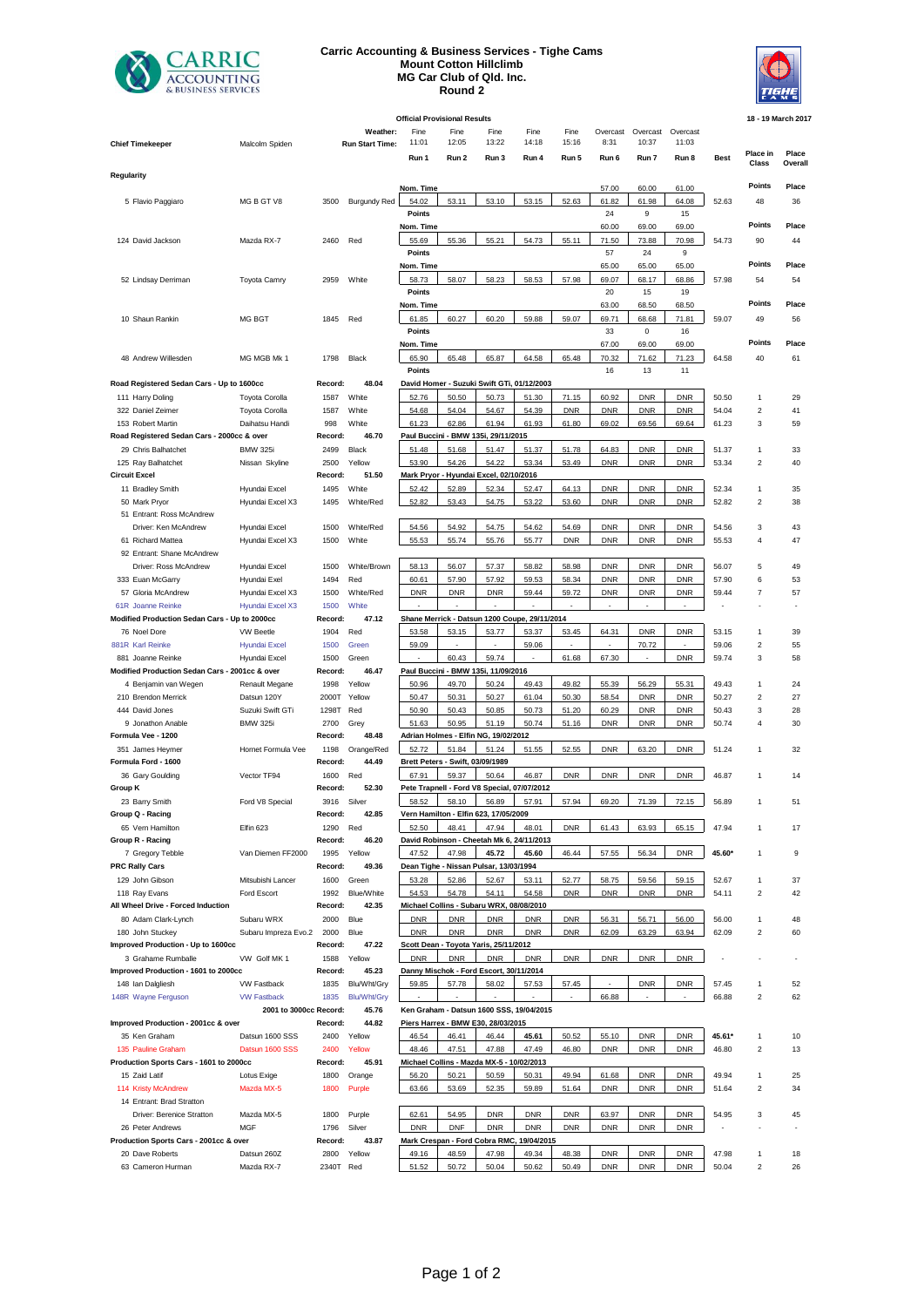# Carric Accounting & Business Services - Tighe Cams
## Mount Cotton Hillclimb
## MG Car Club of Qld. Inc.
## Round 2

**Official Provisional Results** — 18 - 19 March 2017

**Chief Timekeeper:** Malcolm Spiden

| | | | | | Run 1 | Run 2 | Run 3 | Run 4 | Run 5 | Run 6 | Run 7 | Run 8 | Best | Place in Class | Place Overall |
|---|---|---|---|---|---|---|---|---|---|---|---|---|---|---|---|
| | | | | Weather: | Fine | Fine | Fine | Fine | Fine | Overcast | Overcast | Overcast | | | |
| | | | | Run Start Time: | 11:01 | 12:05 | 13:22 | 14:18 | 15:16 | 8:31 | 10:37 | 11:03 | | | |
| **Regularity** | | | | | | | | | | | | | | | |
| | | | | | Nom. Time | | | | | 57.00 | 60.00 | 61.00 | | Points | Place |
| 5 Flavio Paggiaro | MG B GT V8 | 3500 | Burgundy Red | | 54.02 | 53.11 | 53.10 | 53.15 | 52.63 | 61.82 | 61.98 | 64.08 | 52.63 | 48 | 36 |
| | | | | | Points | | | | | 24 | 9 | 15 | | | |
| | | | | | Nom. Time | | | | | 60.00 | 69.00 | 69.00 | | Points | Place |
| 124 David Jackson | Mazda RX-7 | 2460 | Red | | 55.69 | 55.36 | 55.21 | 54.73 | 55.11 | 71.50 | 73.88 | 70.98 | 54.73 | 90 | 44 |
| | | | | | Points | | | | | 57 | 24 | 9 | | | |
| | | | | | Nom. Time | | | | | 65.00 | 65.00 | 65.00 | | Points | Place |
| 52 Lindsay Derriman | Toyota Camry | 2959 | White | | 58.73 | 58.07 | 58.23 | 58.53 | 57.98 | 69.07 | 68.17 | 68.86 | 57.98 | 54 | 54 |
| | | | | | Points | | | | | 20 | 15 | 19 | | | |
| | | | | | Nom. Time | | | | | 63.00 | 68.50 | 68.50 | | Points | Place |
| 10 Shaun Rankin | MG BGT | 1845 | Red | | 61.85 | 60.27 | 60.20 | 59.88 | 59.07 | 69.71 | 68.68 | 71.81 | 59.07 | 49 | 56 |
| | | | | | Points | | | | | 33 | 0 | 16 | | | |
| | | | | | Nom. Time | | | | | 67.00 | 69.00 | 69.00 | | Points | Place |
| 48 Andrew Willesden | MG MGB Mk 1 | 1798 | Black | | 65.90 | 65.48 | 65.87 | 64.58 | 65.48 | 70.32 | 71.62 | 71.23 | 64.58 | 40 | 61 |
| | | | | | Points | | | | | 16 | 13 | 11 | | | |
| **Road Registered Sedan Cars - Up to 1600cc** | | Record: | 48.04 | | David Homer - Suzuki Swift GTi, 01/12/2003 | | | | | | | | | | |
| 111 Harry Doling | Toyota Corolla | 1587 | White | | 52.76 | 50.50 | 50.73 | 51.30 | 71.15 | 60.92 | DNR | DNR | 50.50 | 1 | 29 |
| 322 Daniel Zeimer | Toyota Corolla | 1587 | White | | 54.68 | 54.04 | 54.67 | 54.39 | DNR | DNR | DNR | DNR | 54.04 | 2 | 41 |
| 153 Robert Martin | Daihatsu Handi | 998 | White | | 61.23 | 62.86 | 61.94 | 61.93 | 61.80 | 69.02 | 69.56 | 69.64 | 61.23 | 3 | 59 |
| **Road Registered Sedan Cars - 2000cc & over** | | Record: | 46.70 | | Paul Buccini - BMW 135i, 29/11/2015 | | | | | | | | | | |
| 29 Chris Balhatchet | BMW 325i | 2499 | Black | | 51.48 | 51.68 | 51.47 | 51.37 | 51.78 | 64.83 | DNR | DNR | 51.37 | 1 | 33 |
| 125 Ray Balhatchet | Nissan Skyline | 2500 | Yellow | | 53.90 | 54.26 | 54.22 | 53.34 | 53.49 | DNR | DNR | DNR | 53.34 | 2 | 40 |
| **Circuit Excel** | | Record: | 51.50 | | Mark Pryor - Hyundai Excel, 02/10/2016 | | | | | | | | | | |
| 11 Bradley Smith | Hyundai Excel | 1495 | White | | 52.42 | 52.89 | 52.34 | 52.47 | 64.13 | DNR | DNR | DNR | 52.34 | 1 | 35 |
| 50 Mark Pryor | Hyundai Excel X3 | 1495 | White/Red | | 52.82 | 53.43 | 54.75 | 53.22 | 53.60 | DNR | DNR | DNR | 52.82 | 2 | 38 |
| 51 Entrant: Ross McAndrew | | | | | | | | | | | | | | | |
| Driver: Ken McAndrew | Hyundai Excel | 1500 | White/Red | | 54.56 | 54.92 | 54.75 | 54.62 | 54.69 | DNR | DNR | DNR | 54.56 | 3 | 43 |
| 61 Richard Mattea | Hyundai Excel X3 | 1500 | White | | 55.53 | 55.74 | 55.76 | 55.77 | DNR | DNR | DNR | DNR | 55.53 | 4 | 47 |
| 92 Entrant: Shane McAndrew | | | | | | | | | | | | | | | |
| Driver: Ross McAndrew | Hyundai Excel | 1500 | White/Brown | | 58.13 | 56.07 | 57.37 | 58.82 | 58.98 | DNR | DNR | DNR | 56.07 | 5 | 49 |
| 333 Euan McGarry | Hyundai Exel | 1494 | Red | | 60.61 | 57.90 | 57.92 | 59.53 | 58.34 | DNR | DNR | DNR | 57.90 | 6 | 53 |
| 57 Gloria McAndrew | Hyundai Excel X3 | 1500 | White/Red | | DNR | DNR | DNR | 59.44 | 59.72 | DNR | DNR | DNR | 59.44 | 7 | 57 |
| 61R Joanne Reinke | Hyundai Excel X3 | 1500 | White | | - | - | - | - | - | - | - | - | - | - | - |
| **Modified Production Sedan Cars - Up to 2000cc** | | Record: | 47.12 | | Shane Merrick - Datsun 1200 Coupe, 29/11/2014 | | | | | | | | | | |
| 76 Noel Dore | VW Beetle | 1904 | Red | | 53.58 | 53.15 | 53.77 | 53.37 | 53.45 | 64.31 | DNR | DNR | 53.15 | 1 | 39 |
| 881R Karl Reinke | Hyundai Excel | 1500 | Green | | 59.09 | - | - | 59.06 | - | - | 70.72 | - | 59.06 | 2 | 55 |
| 881 Joanne Reinke | Hyundai Excel | 1500 | Green | | - | 60.43 | 59.74 | - | 61.68 | 67.30 | - | DNR | 59.74 | 3 | 58 |
| **Modified Production Sedan Cars - 2001cc & over** | | Record: | 46.47 | | Paul Buccini - BMW 135i, 11/09/2016 | | | | | | | | | | |
| 4 Benjamin van Wegen | Renault Megane | 1998 | Yellow | | 50.96 | 49.70 | 50.24 | 49.43 | 49.82 | 55.39 | 56.29 | 55.31 | 49.43 | 1 | 24 |
| 210 Brendon Merrick | Datsun 120Y | 2000T | Yellow | | 50.47 | 50.31 | 50.27 | 61.04 | 50.30 | 58.54 | DNR | DNR | 50.27 | 2 | 27 |
| 444 David Jones | Suzuki Swift GTi | 1298T | Red | | 50.90 | 50.43 | 50.85 | 50.73 | 51.20 | 60.29 | DNR | DNR | 50.43 | 3 | 28 |
| 9 Jonathon Anable | BMW 325i | 2700 | Grey | | 51.63 | 50.95 | 51.19 | 50.74 | 51.16 | DNR | DNR | DNR | 50.74 | 4 | 30 |
| **Formula Vee - 1200** | | Record: | 48.48 | | Adrian Holmes - Elfin NG, 19/02/2012 | | | | | | | | | | |
| 351 James Heymer | Hornet Formula Vee | 1198 | Orange/Red | | 52.72 | 51.84 | 51.24 | 51.55 | 52.55 | DNR | 63.20 | DNR | 51.24 | 1 | 32 |
| **Formula Ford - 1600** | | Record: | 44.49 | | Brett Peters - Swift, 03/09/1989 | | | | | | | | | | |
| 36 Gary Goulding | Vector TF94 | 1600 | Red | | 67.91 | 59.37 | 50.64 | 46.87 | DNR | DNR | DNR | DNR | 46.87 | 1 | 14 |
| **Group K** | | Record: | 52.30 | | Pete Trapnell - Ford V8 Special, 07/07/2012 | | | | | | | | | | |
| 23 Barry Smith | Ford V8 Special | 3916 | Silver | | 58.52 | 58.10 | 56.89 | 57.91 | 57.94 | 69.20 | 71.39 | 72.15 | 56.89 | 1 | 51 |
| **Group Q - Racing** | | Record: | 42.85 | | Vern Hamilton - Elfin 623, 17/05/2009 | | | | | | | | | | |
| 65 Vern Hamilton | Elfin 623 | 1290 | Red | | 52.50 | 48.41 | 47.94 | 48.01 | DNR | 61.43 | 63.93 | 65.15 | 47.94 | 1 | 17 |
| **Group R - Racing** | | Record: | 46.20 | | David Robinson - Cheetah Mk 6, 24/11/2013 | | | | | | | | | | |
| 7 Gregory Tebble | Van Diemen FF2000 | 1995 | Yellow | | 47.52 | 47.98 | 45.72 | 45.60 | 46.44 | 57.55 | 56.34 | DNR | 45.60* | 1 | 9 |
| **PRC Rally Cars** | | Record: | 49.36 | | Dean Tighe - Nissan Pulsar, 13/03/1994 | | | | | | | | | | |
| 129 John Gibson | Mitsubishi Lancer | 1600 | Green | | 53.28 | 52.86 | 52.67 | 53.11 | 52.77 | 58.75 | 59.56 | 59.15 | 52.67 | 1 | 37 |
| 118 Ray Evans | Ford Escort | 1992 | Blue/White | | 54.53 | 54.78 | 54.11 | 54.58 | DNR | DNR | DNR | DNR | 54.11 | 2 | 42 |
| **All Wheel Drive - Forced Induction** | | Record: | 42.35 | | Michael Collins - Subaru WRX, 08/08/2010 | | | | | | | | | | |
| 80 Adam Clark-Lynch | Subaru WRX | 2000 | Blue | | DNR | DNR | DNR | DNR | DNR | 56.31 | 56.71 | 56.00 | 56.00 | 1 | 48 |
| 180 John Stuckey | Subaru Impreza Evo.2 | 2000 | Blue | | DNR | DNR | DNR | DNR | DNR | 62.09 | 63.29 | 63.94 | 62.09 | 2 | 60 |
| **Improved Production - Up to 1600cc** | | Record: | 47.22 | | Scott Dean - Toyota Yaris, 25/11/2012 | | | | | | | | | | |
| 3 Grahame Rumballe | VW Golf MK 1 | 1588 | Yellow | | DNR | DNR | DNR | DNR | DNR | DNR | DNR | DNR | - | - | - |
| **Improved Production - 1601 to 2000cc** | | Record: | 45.23 | | Danny Mischok - Ford Escort, 30/11/2014 | | | | | | | | | | |
| 148 Ian Dalgliesh | VW Fastback | 1835 | Blu/Wht/Gry | | 59.85 | 57.78 | 58.02 | 57.53 | 57.45 | - | DNR | DNR | 57.45 | 1 | 52 |
| 148R Wayne Ferguson | VW Fastback | 1835 | Blu/Wht/Gry | | - | - | - | - | - | 66.88 | - | - | 66.88 | 2 | 62 |
| **2001 to 3000cc Record:** | | | 45.76 | | Ken Graham - Datsun 1600 SSS, 19/04/2015 | | | | | | | | | | |
| **Improved Production - 2001cc & over** | | Record: | 44.82 | | Piers Harrex - BMW E30, 28/03/2015 | | | | | | | | | | |
| 35 Ken Graham | Datsun 1600 SSS | 2400 | Yellow | | 46.54 | 46.41 | 46.44 | 45.61 | 50.52 | 55.10 | DNR | DNR | 45.61* | 1 | 10 |
| 135 Pauline Graham | Datsun 1600 SSS | 2400 | Yellow | | 48.46 | 47.51 | 47.88 | 47.49 | 46.80 | DNR | DNR | DNR | 46.80 | 2 | 13 |
| **Production Sports Cars - 1601 to 2000cc** | | Record: | 45.91 | | Michael Collins - Mazda MX-5 - 10/02/2013 | | | | | | | | | | |
| 15 Zaid Latif | Lotus Exige | 1800 | Orange | | 56.20 | 50.21 | 50.59 | 50.31 | 49.94 | 61.68 | DNR | DNR | 49.94 | 1 | 25 |
| 114 Kristy McAndrew | Mazda MX-5 | 1800 | Purple | | 63.66 | 53.69 | 52.35 | 59.89 | 51.64 | DNR | DNR | DNR | 51.64 | 2 | 34 |
| 14 Entrant: Brad Stratton | | | | | | | | | | | | | | | |
| Driver: Berenice Stratton | Mazda MX-5 | 1800 | Purple | | 62.61 | 54.95 | DNR | DNR | DNR | 63.97 | DNR | DNR | 54.95 | 3 | 45 |
| 26 Peter Andrews | MGF | 1796 | Silver | | DNR | DNF | DNR | DNR | DNR | DNR | DNR | DNR | - | - | - |
| **Production Sports Cars - 2001cc & over** | | Record: | 43.87 | | Mark Crespan - Ford Cobra RMC, 19/04/2015 | | | | | | | | | | |
| 20 Dave Roberts | Datsun 260Z | 2800 | Yellow | | 49.16 | 48.59 | 47.98 | 49.34 | 48.38 | DNR | DNR | DNR | 47.98 | 1 | 18 |
| 63 Cameron Hurman | Mazda RX-7 | 2340T | Red | | 51.52 | 50.72 | 50.04 | 50.62 | 50.49 | DNR | DNR | DNR | 50.04 | 2 | 26 |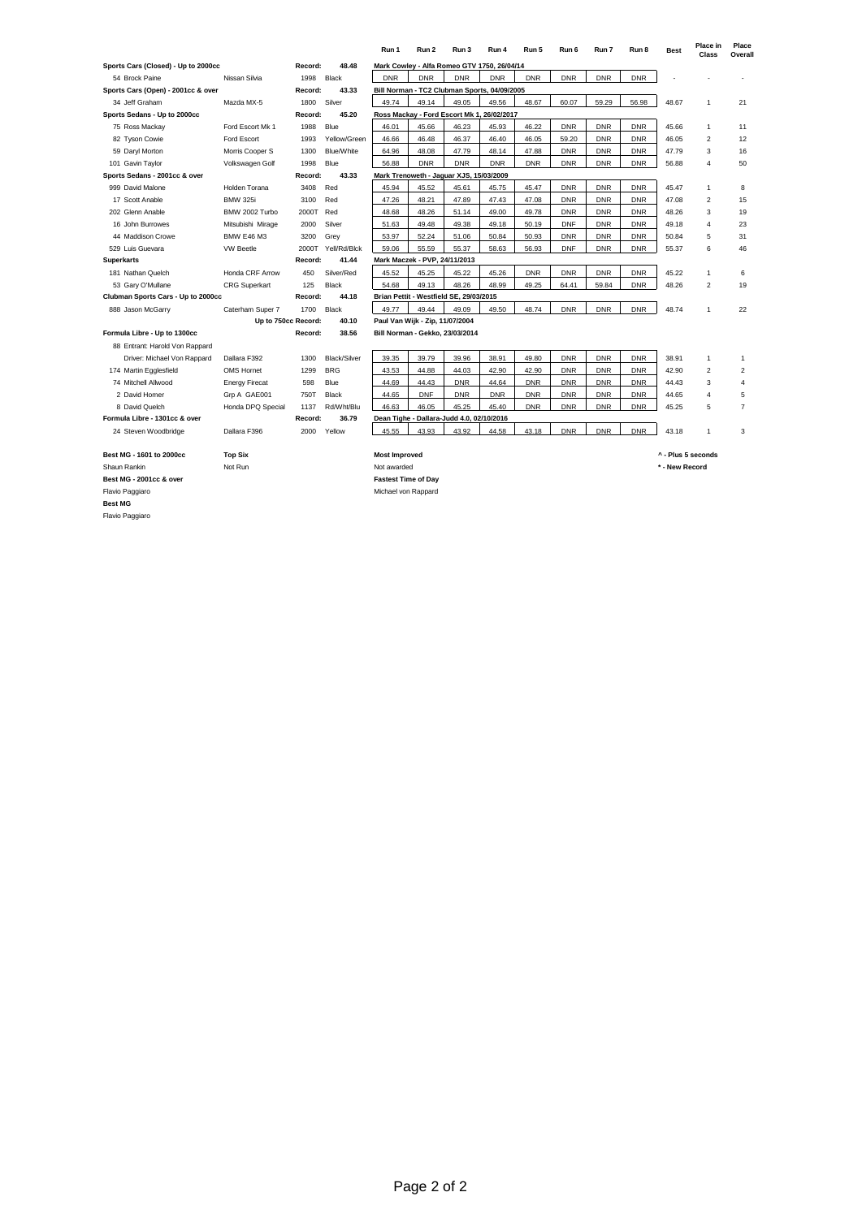| | | | | Run 1 | Run 2 | Run 3 | Run 4 | Run 5 | Run 6 | Run 7 | Run 8 | Best | Place in Class | Place Overall |
|---|---|---|---|---|---|---|---|---|---|---|---|---|---|---|
| **Sports Cars (Closed) - Up to 2000cc** | | **Record:** | **48.48** | **Mark Cowley - Alfa Romeo GTV 1750, 26/04/14** | | | | | | | | | | |
| 54 Brock Paine | Nissan Silvia | 1998 | Black | DNR | DNR | DNR | DNR | DNR | DNR | DNR | DNR | - | - | - |
| **Sports Cars (Open) - 2001cc & over** | | **Record:** | **43.33** | **Bill Norman - TC2 Clubman Sports, 04/09/2005** | | | | | | | | | | |
| 34 Jeff Graham | Mazda MX-5 | 1800 | Silver | 49.74 | 49.14 | 49.05 | 49.56 | 48.67 | 60.07 | 59.29 | 56.98 | 48.67 | 1 | 21 |
| **Sports Sedans - Up to 2000cc** | | **Record:** | **45.20** | **Ross Mackay - Ford Escort Mk 1, 26/02/2017** | | | | | | | | | | |
| 75 Ross Mackay | Ford Escort Mk 1 | 1988 | Blue | 46.01 | 45.66 | 46.23 | 45.93 | 46.22 | DNR | DNR | DNR | 45.66 | 1 | 11 |
| 82 Tyson Cowie | Ford Escort | 1993 | Yellow/Green | 46.66 | 46.48 | 46.37 | 46.40 | 46.05 | 59.20 | DNR | DNR | 46.05 | 2 | 12 |
| 59 Daryl Morton | Morris Cooper S | 1300 | Blue/White | 64.96 | 48.08 | 47.79 | 48.14 | 47.88 | DNR | DNR | DNR | 47.79 | 3 | 16 |
| 101 Gavin Taylor | Volkswagen Golf | 1998 | Blue | 56.88 | DNR | DNR | DNR | DNR | DNR | DNR | DNR | 56.88 | 4 | 50 |
| **Sports Sedans - 2001cc & over** | | **Record:** | **43.33** | **Mark Trenoweth - Jaguar XJS, 15/03/2009** | | | | | | | | | | |
| 999 David Malone | Holden Torana | 3408 | Red | 45.94 | 45.52 | 45.61 | 45.75 | 45.47 | DNR | DNR | DNR | 45.47 | 1 | 8 |
| 17 Scott Anable | BMW 325i | 3100 | Red | 47.26 | 48.21 | 47.89 | 47.43 | 47.08 | DNR | DNR | DNR | 47.08 | 2 | 15 |
| 202 Glenn Anable | BMW 2002 Turbo | 2000T | Red | 48.68 | 48.26 | 51.14 | 49.00 | 49.78 | DNR | DNR | DNR | 48.26 | 3 | 19 |
| 16 John Burrowes | Mitsubishi Mirage | 2000 | Silver | 51.63 | 49.48 | 49.38 | 49.18 | 50.19 | DNF | DNR | DNR | 49.18 | 4 | 23 |
| 44 Maddison Crowe | BMW E46 M3 | 3200 | Grey | 53.97 | 52.24 | 51.06 | 50.84 | 50.93 | DNR | DNR | DNR | 50.84 | 5 | 31 |
| 529 Luis Guevara | VW Beetle | 2000T | Yell/Rd/Blck | 59.06 | 55.59 | 55.37 | 58.63 | 56.93 | DNF | DNR | DNR | 55.37 | 6 | 46 |
| **Superkarts** | | **Record:** | **41.44** | **Mark Maczek - PVP, 24/11/2013** | | | | | | | | | | |
| 181 Nathan Quelch | Honda CRF Arrow | 450 | Silver/Red | 45.52 | 45.25 | 45.22 | 45.26 | DNR | DNR | DNR | DNR | 45.22 | 1 | 6 |
| 53 Gary O'Mullane | CRG Superkart | 125 | Black | 54.68 | 49.13 | 48.26 | 48.99 | 49.25 | 64.41 | 59.84 | DNR | 48.26 | 2 | 19 |
| **Clubman Sports Cars - Up to 2000cc** | | **Record:** | **44.18** | **Brian Pettit - Westfield SE, 29/03/2015** | | | | | | | | | | |
| 888 Jason McGarry | Caterham Super 7 | 1700 | Black | 49.77 | 49.44 | 49.09 | 49.50 | 48.74 | DNR | DNR | DNR | 48.74 | 1 | 22 |
| | **Up to 750cc Record:** | | **40.10** | **Paul Van Wijk - Zip, 11/07/2004** | | | | | | | | | | |
| **Formula Libre - Up to 1300cc** | | **Record:** | **38.56** | **Bill Norman - Gekko, 23/03/2014** | | | | | | | | | | |
| 88 Entrant: Harold Von Rappard | | | | | | | | | | | | | | |
| Driver: Michael Von Rappard | Dallara F392 | 1300 | Black/Silver | 39.35 | 39.79 | 39.96 | 38.91 | 49.80 | DNR | DNR | DNR | 38.91 | 1 | 1 |
| 174 Martin Egglesfield | OMS Hornet | 1299 | BRG | 43.53 | 44.88 | 44.03 | 42.90 | 42.90 | DNR | DNR | DNR | 42.90 | 2 | 2 |
| 74 Mitchell Allwood | Energy Firecat | 598 | Blue | 44.69 | 44.43 | DNR | 44.64 | DNR | DNR | DNR | DNR | 44.43 | 3 | 4 |
| 2 David Homer | Grp A GAE001 | 750T | Black | 44.65 | DNF | DNR | DNR | DNR | DNR | DNR | DNR | 44.65 | 4 | 5 |
| 8 David Quelch | Honda DPQ Special | 1137 | Rd/Wht/Blu | 46.63 | 46.05 | 45.25 | 45.40 | DNR | DNR | DNR | DNR | 45.25 | 5 | 7 |
| **Formula Libre - 1301cc & over** | | **Record:** | **36.79** | **Dean Tighe - Dallara-Judd 4.0, 02/10/2016** | | | | | | | | | | |
| 24 Steven Woodbridge | Dallara F396 | 2000 | Yellow | 45.55 | 43.93 | 43.92 | 44.58 | 43.18 | DNR | DNR | DNR | 43.18 | 1 | 3 |

**Best MG - 1601 to 2000cc**
Shaun Rankin

**Top Six**
Not Run

**Best MG - 2001cc & over**
Flavio Paggiaro

**Best MG**
Flavio Paggiaro

**Most Improved**
Not awarded

**Fastest Time of Day**
Michael von Rappard

**^ - Plus 5 seconds**
**\* - New Record**